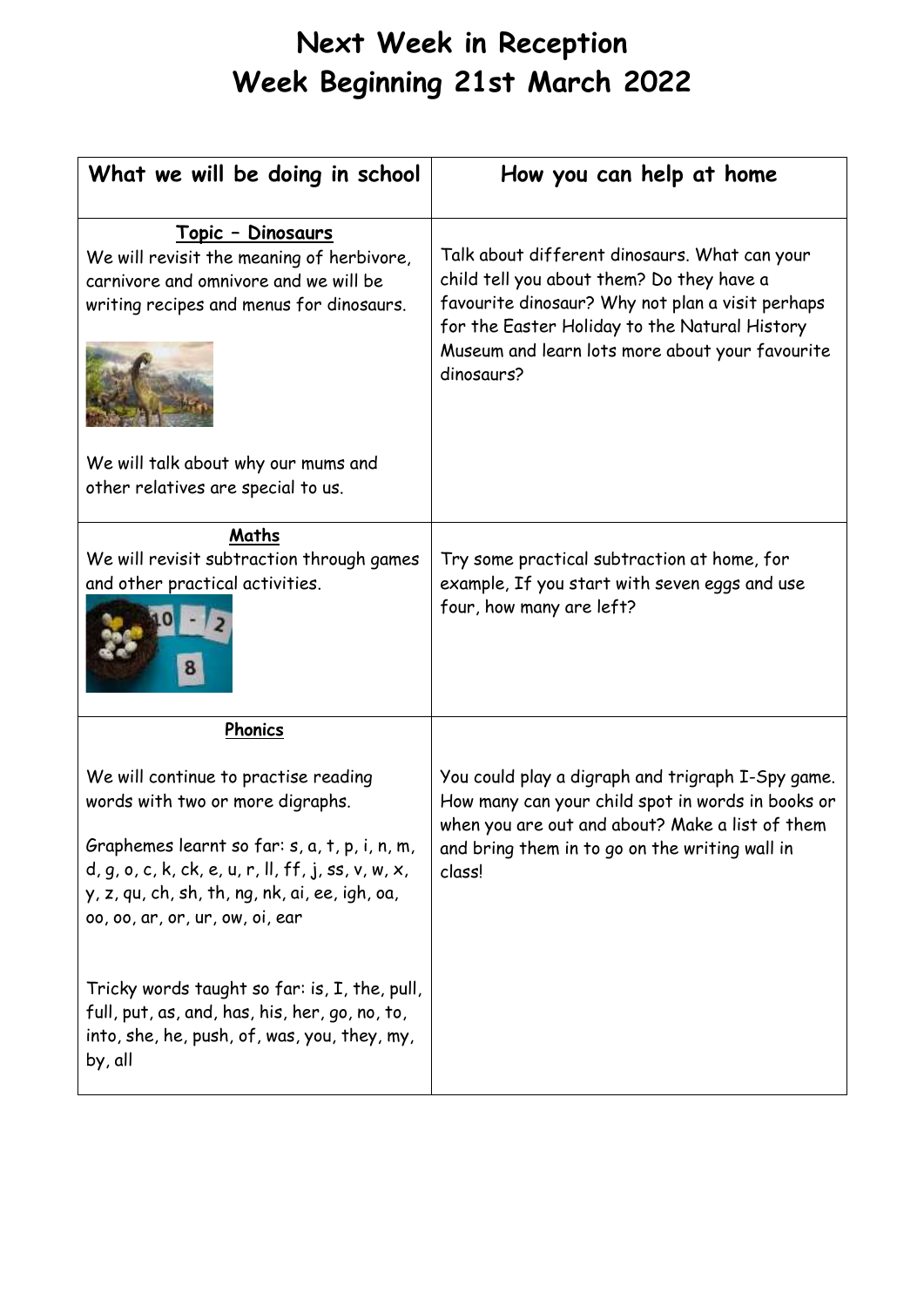# Next Week in Reception
# Week Beginning 21st March 2022

| What we will be doing in school | How you can help at home |
| --- | --- |
| **Topic – Dinosaurs**<br>We will revisit the meaning of herbivore, carnivore and omnivore and we will be writing recipes and menus for dinosaurs.<br><br>We will talk about why our mums and other relatives are special to us. | Talk about different dinosaurs. What can your child tell you about them? Do they have a favourite dinosaur? Why not plan a visit perhaps for the Easter Holiday to the Natural History Museum and learn lots more about your favourite dinosaurs? |
| **Maths**<br>We will revisit subtraction through games and other practical activities. | Try some practical subtraction at home, for example, If you start with seven eggs and use four, how many are left? |
| **Phonics**<br><br>We will continue to practise reading words with two or more digraphs.<br><br>Graphemes learnt so far: s, a, t, p, i, n, m, d, g, o, c, k, ck, e, u, r, ll, ff, j, ss, v, w, x, y, z, qu, ch, sh, th, ng, nk, ai, ee, igh, oa, oo, oo, ar, or, ur, ow, oi, ear<br><br>Tricky words taught so far: is, I, the, pull, full, put, as, and, has, his, her, go, no, to, into, she, he, push, of, was, you, they, my, by, all | You could play a digraph and trigraph I-Spy game. How many can your child spot in words in books or when you are out and about? Make a list of them and bring them in to go on the writing wall in class! |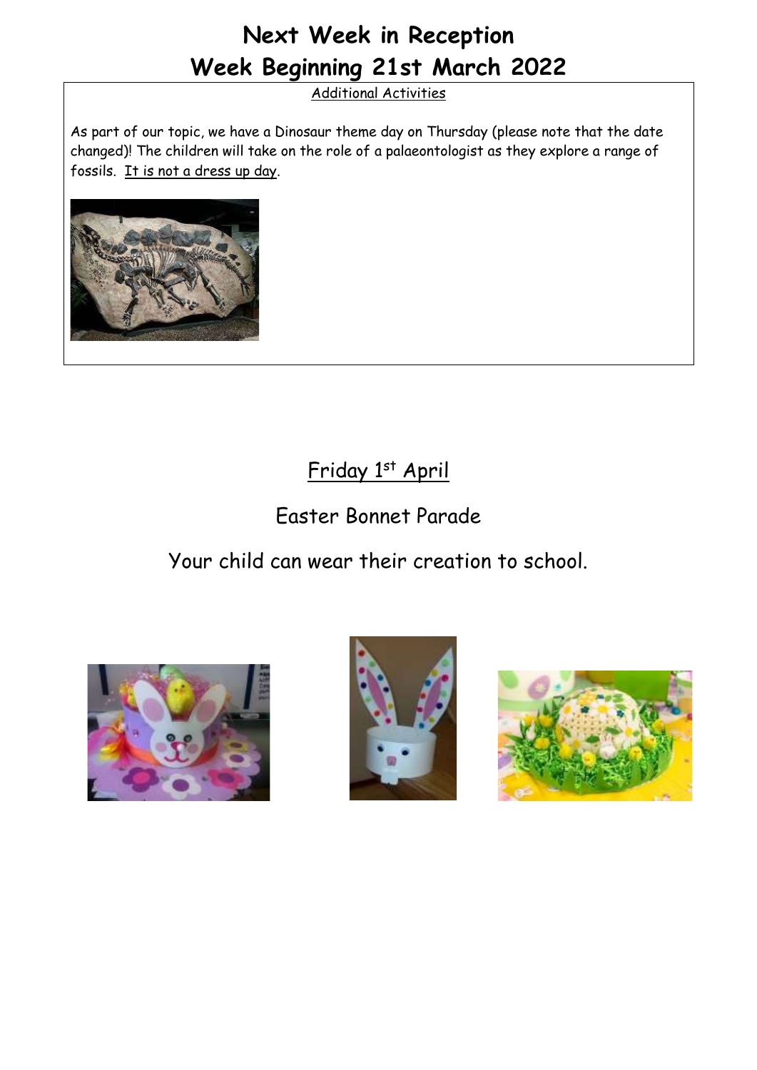# Next Week in Reception
# Week Beginning 21st March 2022

Additional Activities

As part of our topic, we have a Dinosaur theme day on Thursday (please note that the date changed)! The children will take on the role of a palaeontologist as they explore a range of fossils. It is not a dress up day.

Friday 1st April

Easter Bonnet Parade

Your child can wear their creation to school.